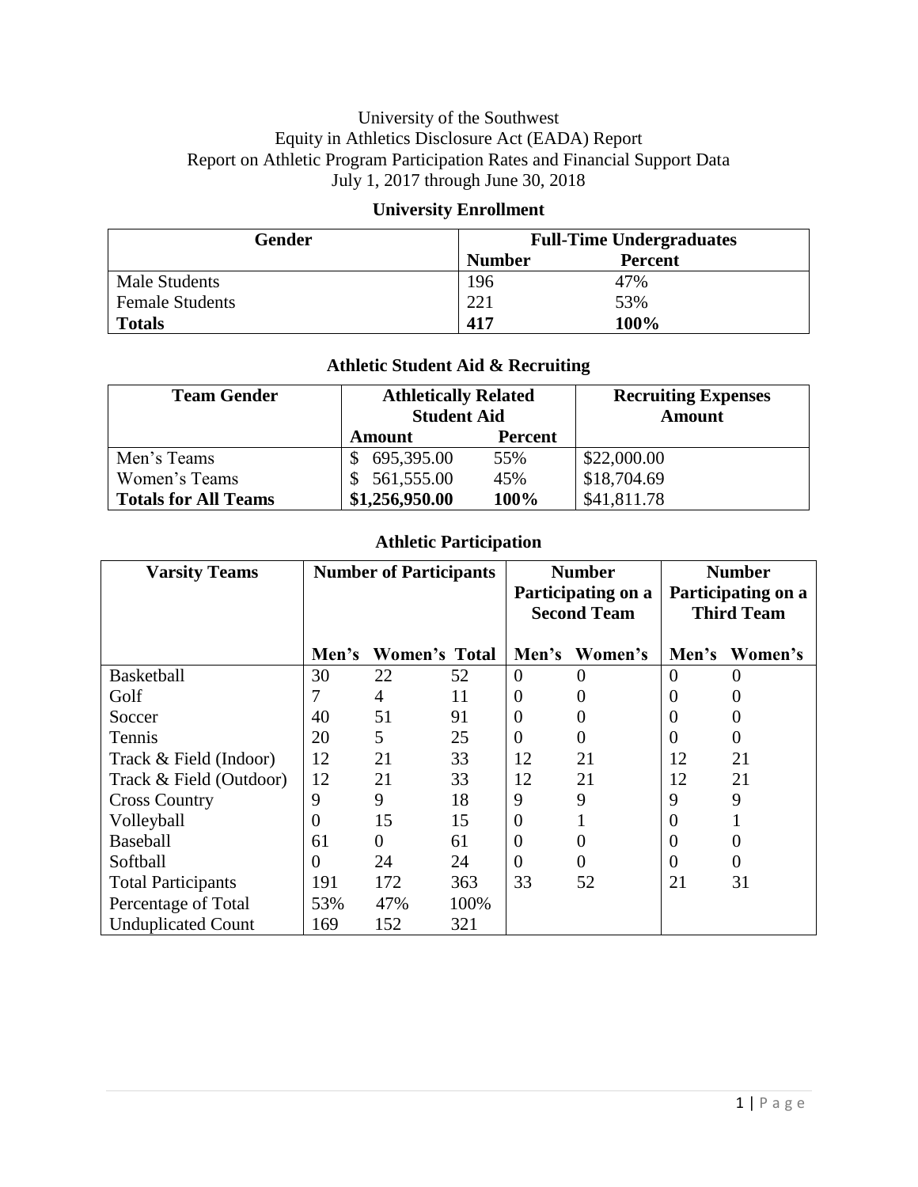University of the Southwest
Equity in Athletics Disclosure Act (EADA) Report
Report on Athletic Program Participation Rates and Financial Support Data
July 1, 2017 through June 30, 2018

## University Enrollment

| Gender | Full-Time Undergraduates | |
|---|---|---|
| | **Number** | **Percent** |
| Male Students | 196 | 47% |
| Female Students | 221 | 53% |
| **Totals** | **417** | **100%** |

## Athletic Student Aid & Recruiting

| Team Gender | Athletically Related Student Aid | | Recruiting Expenses Amount |
|---|---|---|---|
| | **Amount** | **Percent** | |
| Men's Teams | $ 695,395.00 | 55% | $22,000.00 |
| Women's Teams | $ 561,555.00 | 45% | $18,704.69 |
| **Totals for All Teams** | **$1,256,950.00** | **100%** | $41,811.78 |

## Athletic Participation

| Varsity Teams | Number of Participants | | | Number Participating on a Second Team | | Number Participating on a Third Team | |
|---|---|---|---|---|---|---|---|
| | **Men's** | **Women's** | **Total** | **Men's** | **Women's** | **Men's** | **Women's** |
| Basketball | 30 | 22 | 52 | 0 | 0 | 0 | 0 |
| Golf | 7 | 4 | 11 | 0 | 0 | 0 | 0 |
| Soccer | 40 | 51 | 91 | 0 | 0 | 0 | 0 |
| Tennis | 20 | 5 | 25 | 0 | 0 | 0 | 0 |
| Track & Field (Indoor) | 12 | 21 | 33 | 12 | 21 | 12 | 21 |
| Track & Field (Outdoor) | 12 | 21 | 33 | 12 | 21 | 12 | 21 |
| Cross Country | 9 | 9 | 18 | 9 | 9 | 9 | 9 |
| Volleyball | 0 | 15 | 15 | 0 | 1 | 0 | 1 |
| Baseball | 61 | 0 | 61 | 0 | 0 | 0 | 0 |
| Softball | 0 | 24 | 24 | 0 | 0 | 0 | 0 |
| Total Participants | 191 | 172 | 363 | 33 | 52 | 21 | 31 |
| Percentage of Total | 53% | 47% | 100% | | | | |
| Unduplicated Count | 169 | 152 | 321 | | | | |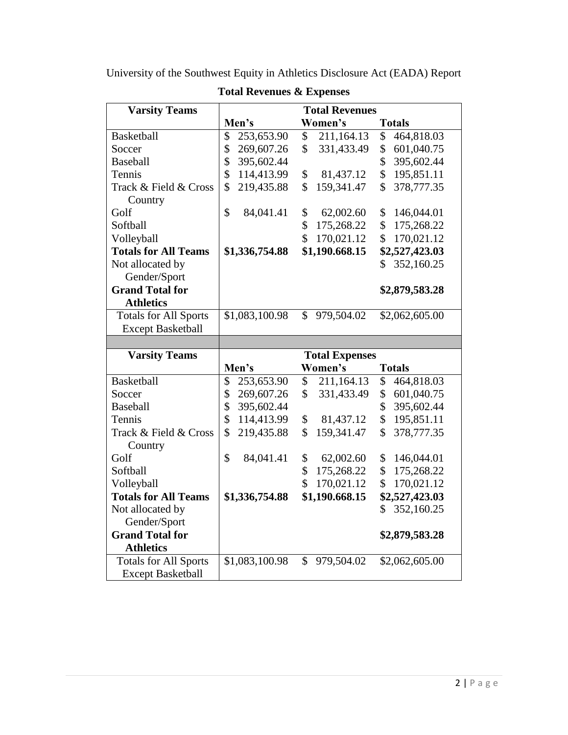University of the Southwest Equity in Athletics Disclosure Act (EADA) Report

**Total Revenues & Expenses**

| Varsity Teams | Total Revenues | | |
|---|---|---|---|
| | **Men's** | **Women's** | **Totals** |
| Basketball | $ 253,653.90 | $ 211,164.13 | $ 464,818.03 |
| Soccer | $ 269,607.26 | $ 331,433.49 | $ 601,040.75 |
| Baseball | $ 395,602.44 | | $ 395,602.44 |
| Tennis | $ 114,413.99 | $ 81,437.12 | $ 195,851.11 |
| Track & Field & Cross Country | $ 219,435.88 | $ 159,341.47 | $ 378,777.35 |
| Golf | $ 84,041.41 | $ 62,002.60 | $ 146,044.01 |
| Softball | | $ 175,268.22 | $ 175,268.22 |
| Volleyball | | $ 170,021.12 | $ 170,021.12 |
| **Totals for All Teams** | **$1,336,754.88** | **$1,190.668.15** | **$2,527,423.03** |
| Not allocated by Gender/Sport | | | $ 352,160.25 |
| **Grand Total for Athletics** | | | **$2,879,583.28** |
| Totals for All Sports Except Basketball | $1,083,100.98 | $ 979,504.02 | $2,062,605.00 |
| | | | |
| **Varsity Teams** | **Total Expenses** | | |
| | **Men's** | **Women's** | **Totals** |
| Basketball | $ 253,653.90 | $ 211,164.13 | $ 464,818.03 |
| Soccer | $ 269,607.26 | $ 331,433.49 | $ 601,040.75 |
| Baseball | $ 395,602.44 | | $ 395,602.44 |
| Tennis | $ 114,413.99 | $ 81,437.12 | $ 195,851.11 |
| Track & Field & Cross Country | $ 219,435.88 | $ 159,341.47 | $ 378,777.35 |
| Golf | $ 84,041.41 | $ 62,002.60 | $ 146,044.01 |
| Softball | | $ 175,268.22 | $ 175,268.22 |
| Volleyball | | $ 170,021.12 | $ 170,021.12 |
| **Totals for All Teams** | **$1,336,754.88** | **$1,190.668.15** | **$2,527,423.03** |
| Not allocated by Gender/Sport | | | $ 352,160.25 |
| **Grand Total for Athletics** | | | **$2,879,583.28** |
| Totals for All Sports Except Basketball | $1,083,100.98 | $ 979,504.02 | $2,062,605.00 |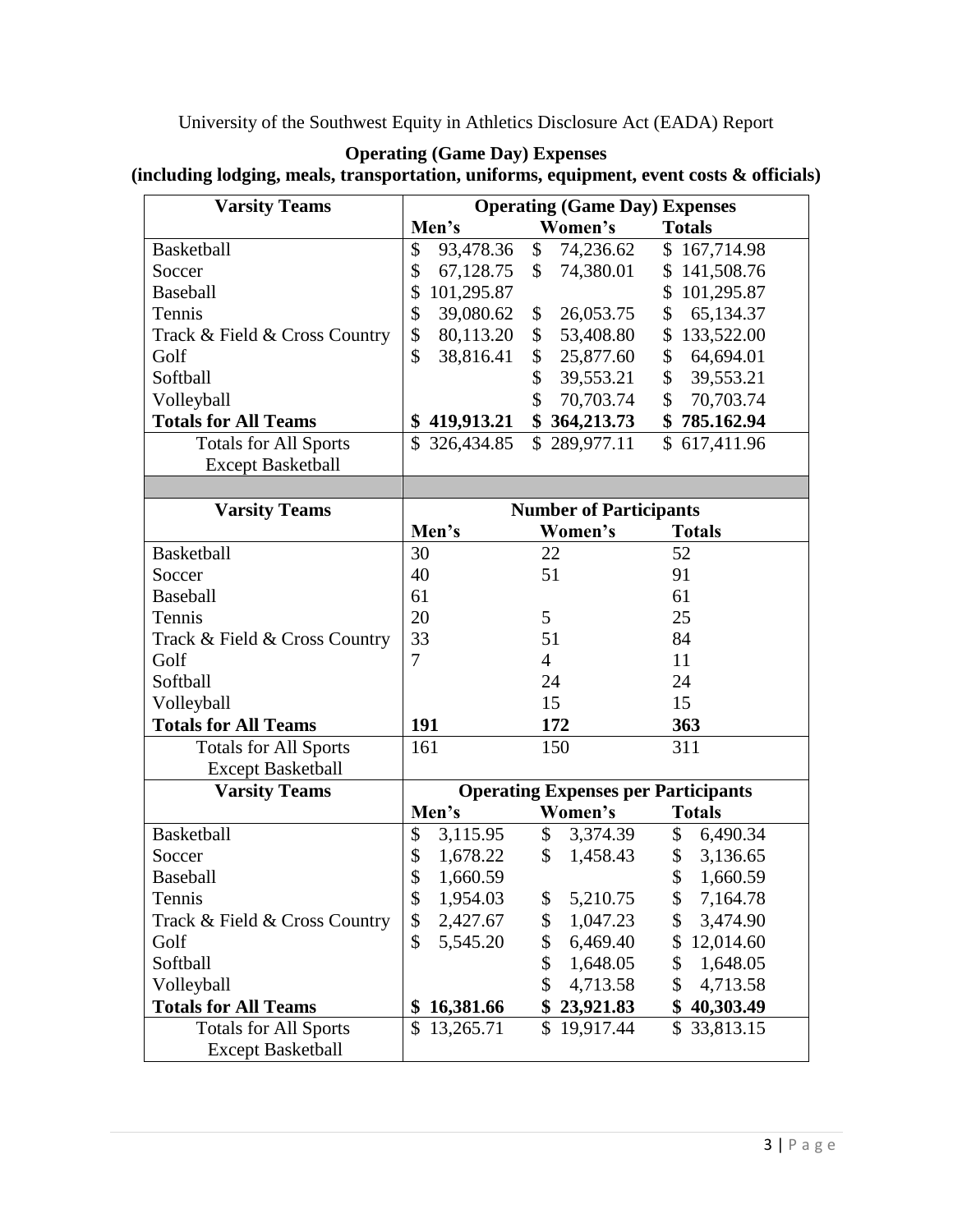University of the Southwest Equity in Athletics Disclosure Act (EADA) Report

**Operating (Game Day) Expenses**
**(including lodging, meals, transportation, uniforms, equipment, event costs & officials)**

| Varsity Teams | Operating (Game Day) Expenses | | |
|---|---|---|---|
| | Men's | Women's | Totals |
| Basketball | $ 93,478.36 | $ 74,236.62 | $ 167,714.98 |
| Soccer | $ 67,128.75 | $ 74,380.01 | $ 141,508.76 |
| Baseball | $ 101,295.87 | | $ 101,295.87 |
| Tennis | $ 39,080.62 | $ 26,053.75 | $ 65,134.37 |
| Track & Field & Cross Country | $ 80,113.20 | $ 53,408.80 | $ 133,522.00 |
| Golf | $ 38,816.41 | $ 25,877.60 | $ 64,694.01 |
| Softball | | $ 39,553.21 | $ 39,553.21 |
| Volleyball | | $ 70,703.74 | $ 70,703.74 |
| **Totals for All Teams** | **$ 419,913.21** | **$ 364,213.73** | **$ 785.162.94** |
| Totals for All Sports Except Basketball | $ 326,434.85 | $ 289,977.11 | $ 617,411.96 |

| Varsity Teams | Number of Participants | | |
|---|---|---|---|
| | Men's | Women's | Totals |
| Basketball | 30 | 22 | 52 |
| Soccer | 40 | 51 | 91 |
| Baseball | 61 | | 61 |
| Tennis | 20 | 5 | 25 |
| Track & Field & Cross Country | 33 | 51 | 84 |
| Golf | 7 | 4 | 11 |
| Softball | | 24 | 24 |
| Volleyball | | 15 | 15 |
| **Totals for All Teams** | **191** | **172** | **363** |
| Totals for All Sports Except Basketball | 161 | 150 | 311 |

| Varsity Teams | Operating Expenses per Participants | | |
|---|---|---|---|
| | Men's | Women's | Totals |
| Basketball | $ 3,115.95 | $ 3,374.39 | $ 6,490.34 |
| Soccer | $ 1,678.22 | $ 1,458.43 | $ 3,136.65 |
| Baseball | $ 1,660.59 | | $ 1,660.59 |
| Tennis | $ 1,954.03 | $ 5,210.75 | $ 7,164.78 |
| Track & Field & Cross Country | $ 2,427.67 | $ 1,047.23 | $ 3,474.90 |
| Golf | $ 5,545.20 | $ 6,469.40 | $ 12,014.60 |
| Softball | | $ 1,648.05 | $ 1,648.05 |
| Volleyball | | $ 4,713.58 | $ 4,713.58 |
| **Totals for All Teams** | **$ 16,381.66** | **$ 23,921.83** | **$ 40,303.49** |
| Totals for All Sports Except Basketball | $ 13,265.71 | $ 19,917.44 | $ 33,813.15 |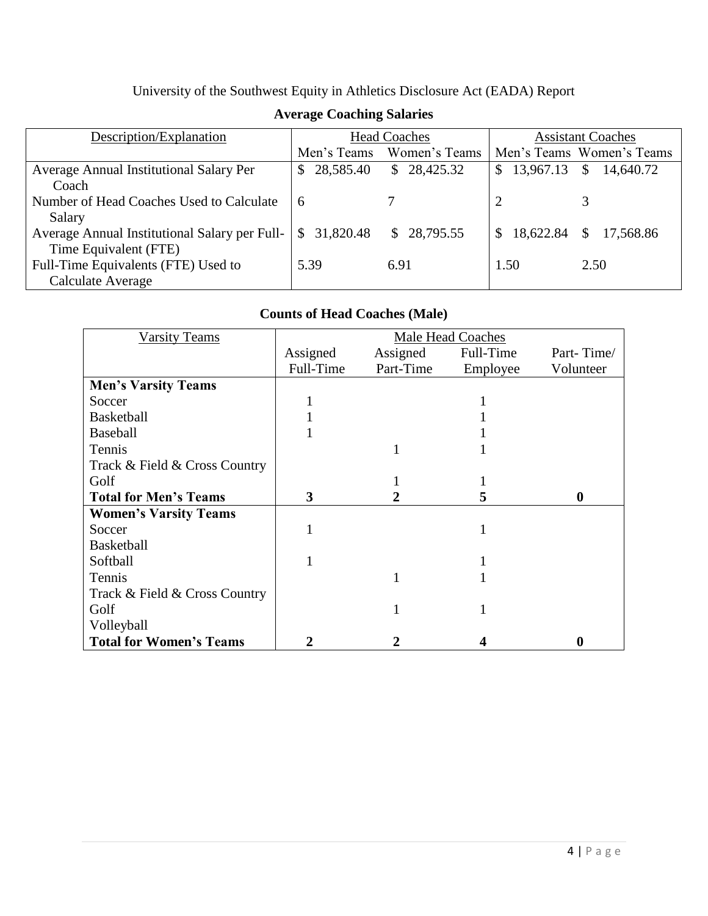University of the Southwest Equity in Athletics Disclosure Act (EADA) Report

## Average Coaching Salaries

| Description/Explanation | Head Coaches | | Assistant Coaches | |
|---|---|---|---|---|
| | Men's Teams | Women's Teams | Men's Teams | Women's Teams |
| Average Annual Institutional Salary Per Coach | $ 28,585.40 | $ 28,425.32 | $ 13,967.13 | $ 14,640.72 |
| Number of Head Coaches Used to Calculate Salary | 6 | 7 | 2 | 3 |
| Average Annual Institutional Salary per Full-Time Equivalent (FTE) | $ 31,820.48 | $ 28,795.55 | $ 18,622.84 | $ 17,568.86 |
| Full-Time Equivalents (FTE) Used to Calculate Average | 5.39 | 6.91 | 1.50 | 2.50 |

## Counts of Head Coaches (Male)

| Varsity Teams | Male Head Coaches | | | |
|---|---|---|---|---|
| | Assigned Full-Time | Assigned Part-Time | Full-Time Employee | Part- Time/ Volunteer |
| **Men's Varsity Teams** | | | | |
| Soccer | 1 | | 1 | |
| Basketball | 1 | | 1 | |
| Baseball | 1 | | 1 | |
| Tennis | | 1 | 1 | |
| Track & Field & Cross Country | | | | |
| Golf | | 1 | 1 | |
| **Total for Men's Teams** | **3** | **2** | **5** | **0** |
| **Women's Varsity Teams** | | | | |
| Soccer | 1 | | 1 | |
| Basketball | | | | |
| Softball | 1 | | 1 | |
| Tennis | | 1 | 1 | |
| Track & Field & Cross Country | | | | |
| Golf | | 1 | 1 | |
| Volleyball | | | | |
| **Total for Women's Teams** | **2** | **2** | **4** | **0** |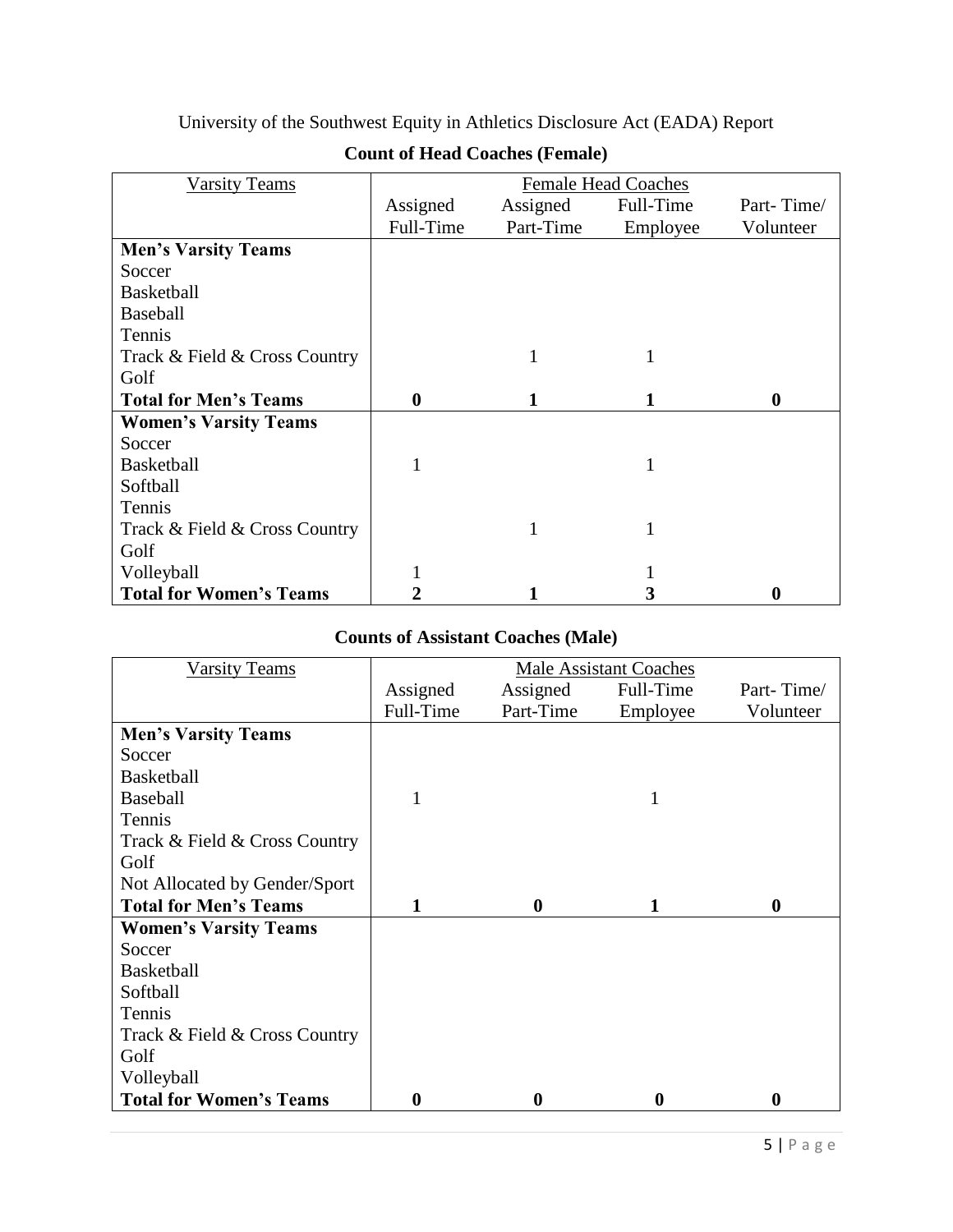University of the Southwest Equity in Athletics Disclosure Act (EADA) Report

**Count of Head Coaches (Female)**

| Varsity Teams | Female Head Coaches | | | |
|---|---|---|---|---|
| | Assigned Full-Time | Assigned Part-Time | Full-Time Employee | Part- Time/ Volunteer |
| **Men's Varsity Teams** | | | | |
| Soccer | | | | |
| Basketball | | | | |
| Baseball | | | | |
| Tennis | | | | |
| Track & Field & Cross Country | | 1 | 1 | |
| Golf | | | | |
| **Total for Men's Teams** | **0** | **1** | **1** | **0** |
| **Women's Varsity Teams** | | | | |
| Soccer | | | | |
| Basketball | 1 | | 1 | |
| Softball | | | | |
| Tennis | | | | |
| Track & Field & Cross Country | | 1 | 1 | |
| Golf | | | | |
| Volleyball | 1 | | 1 | |
| **Total for Women's Teams** | **2** | **1** | **3** | **0** |

**Counts of Assistant Coaches (Male)**

| Varsity Teams | Male Assistant Coaches | | | |
|---|---|---|---|---|
| | Assigned Full-Time | Assigned Part-Time | Full-Time Employee | Part- Time/ Volunteer |
| **Men's Varsity Teams** | | | | |
| Soccer | | | | |
| Basketball | | | | |
| Baseball | 1 | | 1 | |
| Tennis | | | | |
| Track & Field & Cross Country | | | | |
| Golf | | | | |
| Not Allocated by Gender/Sport | | | | |
| **Total for Men's Teams** | **1** | **0** | **1** | **0** |
| **Women's Varsity Teams** | | | | |
| Soccer | | | | |
| Basketball | | | | |
| Softball | | | | |
| Tennis | | | | |
| Track & Field & Cross Country | | | | |
| Golf | | | | |
| Volleyball | | | | |
| **Total for Women's Teams** | **0** | **0** | **0** | **0** |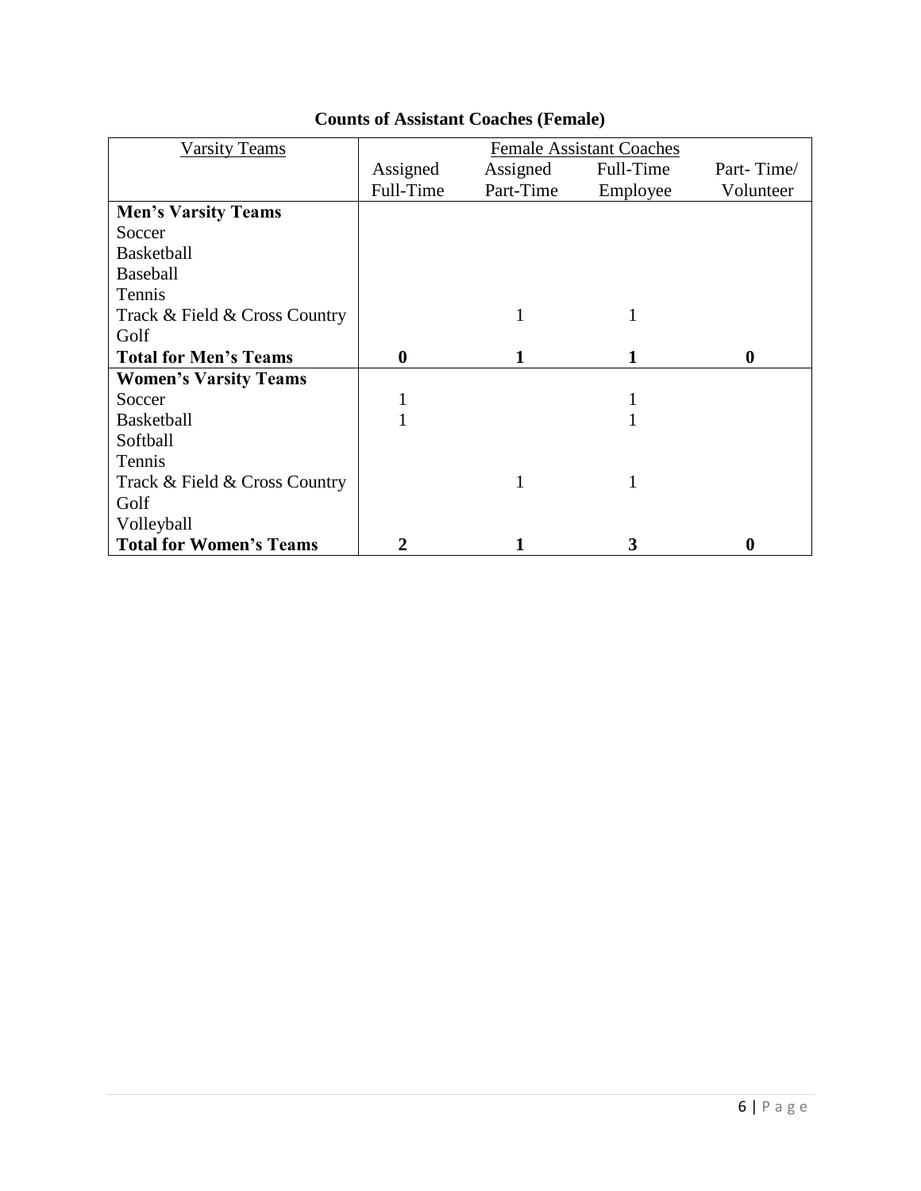**Counts of Assistant Coaches (Female)**

| Varsity Teams | Female Assistant Coaches | | | |
|---|---|---|---|---|
| | Assigned Full-Time | Assigned Part-Time | Full-Time Employee | Part- Time/ Volunteer |
| **Men's Varsity Teams** | | | | |
| Soccer | | | | |
| Basketball | | | | |
| Baseball | | | | |
| Tennis | | | | |
| Track & Field & Cross Country | | 1 | 1 | |
| Golf | | | | |
| **Total for Men's Teams** | **0** | **1** | **1** | **0** |
| **Women's Varsity Teams** | | | | |
| Soccer | 1 | | 1 | |
| Basketball | 1 | | 1 | |
| Softball | | | | |
| Tennis | | | | |
| Track & Field & Cross Country | | 1 | 1 | |
| Golf | | | | |
| Volleyball | | | | |
| **Total for Women's Teams** | **2** | **1** | **3** | **0** |